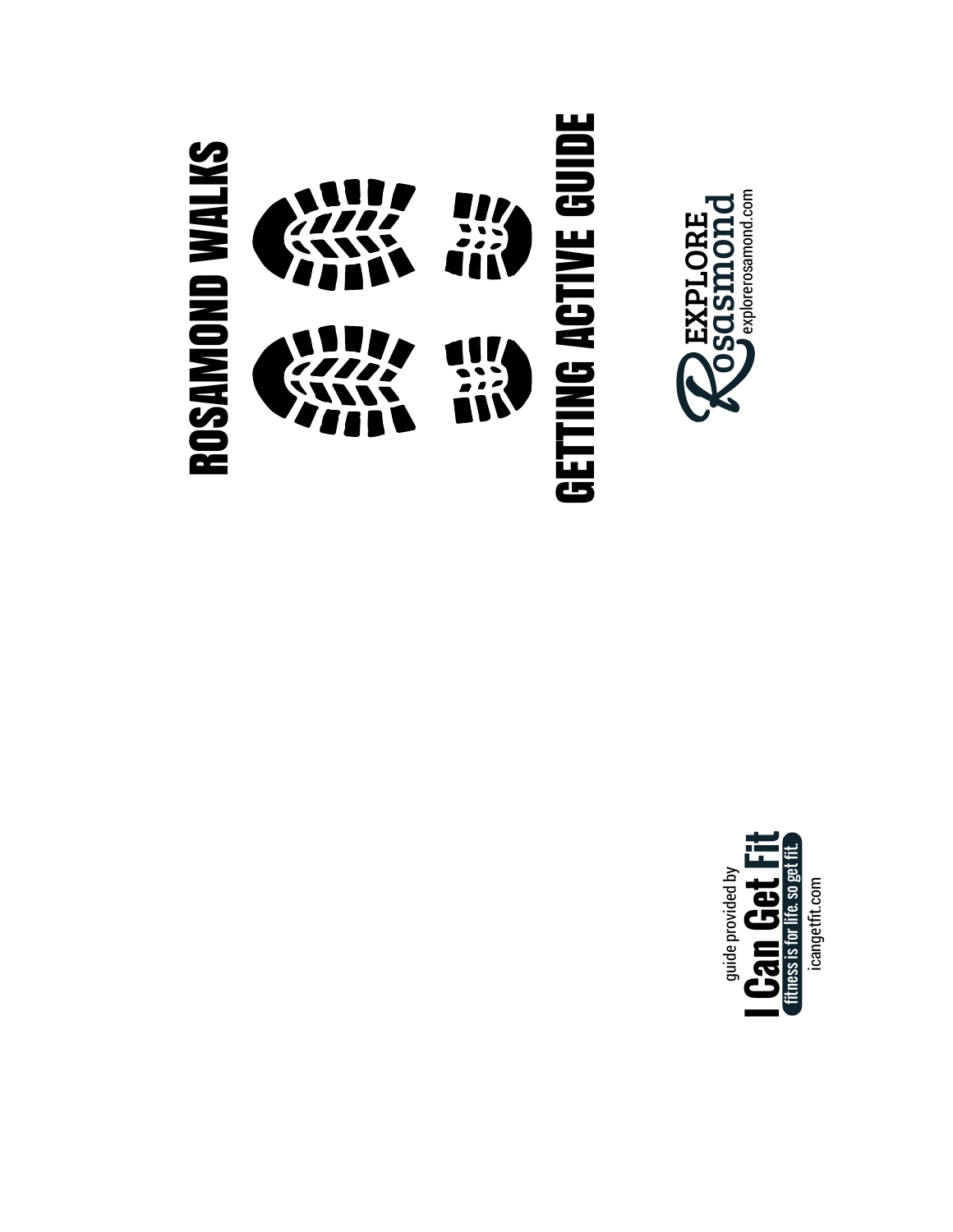# ROSAMOND WALKS

# GETTING ACTIVE GUIDE

EXPLORE Rosamond
explorerosamond.com

guide provided by
**I Can Get Fit**
fitness is for life. so get fit.
icangetfit.com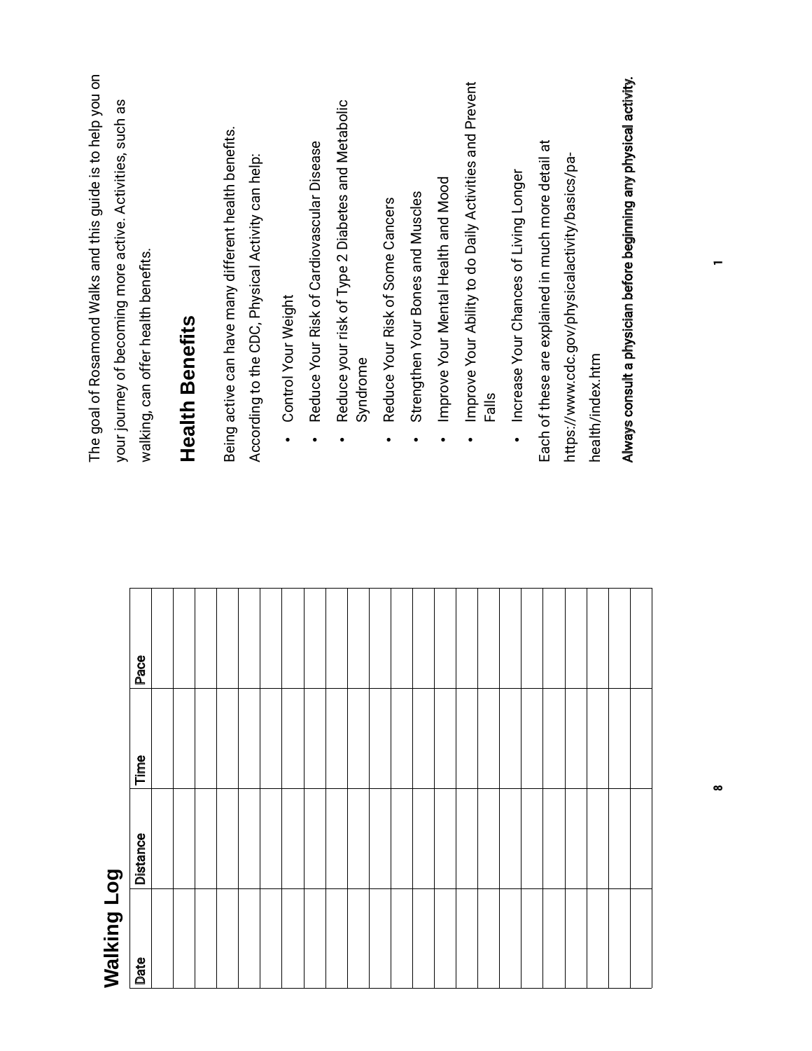## Walking Log

| Date | Distance | Time | Pace |
|---|---|---|---|
| | | | |
| | | | |
| | | | |
| | | | |
| | | | |
| | | | |
| | | | |
| | | | |
| | | | |
| | | | |
| | | | |
| | | | |
| | | | |
| | | | |
| | | | |
| | | | |
| | | | |
| | | | |
| | | | |
| | | | |
| | | | |
| | | | |

The goal of Rosamond Walks and this guide is to help you on your journey of becoming more active. Activities, such as walking, can offer health benefits.

## Health Benefits

Being active can have many different health benefits. According to the CDC, Physical Activity can help:

- Control Your Weight
- Reduce Your Risk of Cardiovascular Disease
- Reduce your risk of Type 2 Diabetes and Metabolic Syndrome
- Reduce Your Risk of Some Cancers
- Strengthen Your Bones and Muscles
- Improve Your Mental Health and Mood
- Improve Your Ability to do Daily Activities and Prevent Falls
- Increase Your Chances of Living Longer

Each of these are explained in much more detail at https://www.cdc.gov/physicalactivity/basics/pa-health/index.htm

**Always consult a physician before beginning any physical activity.**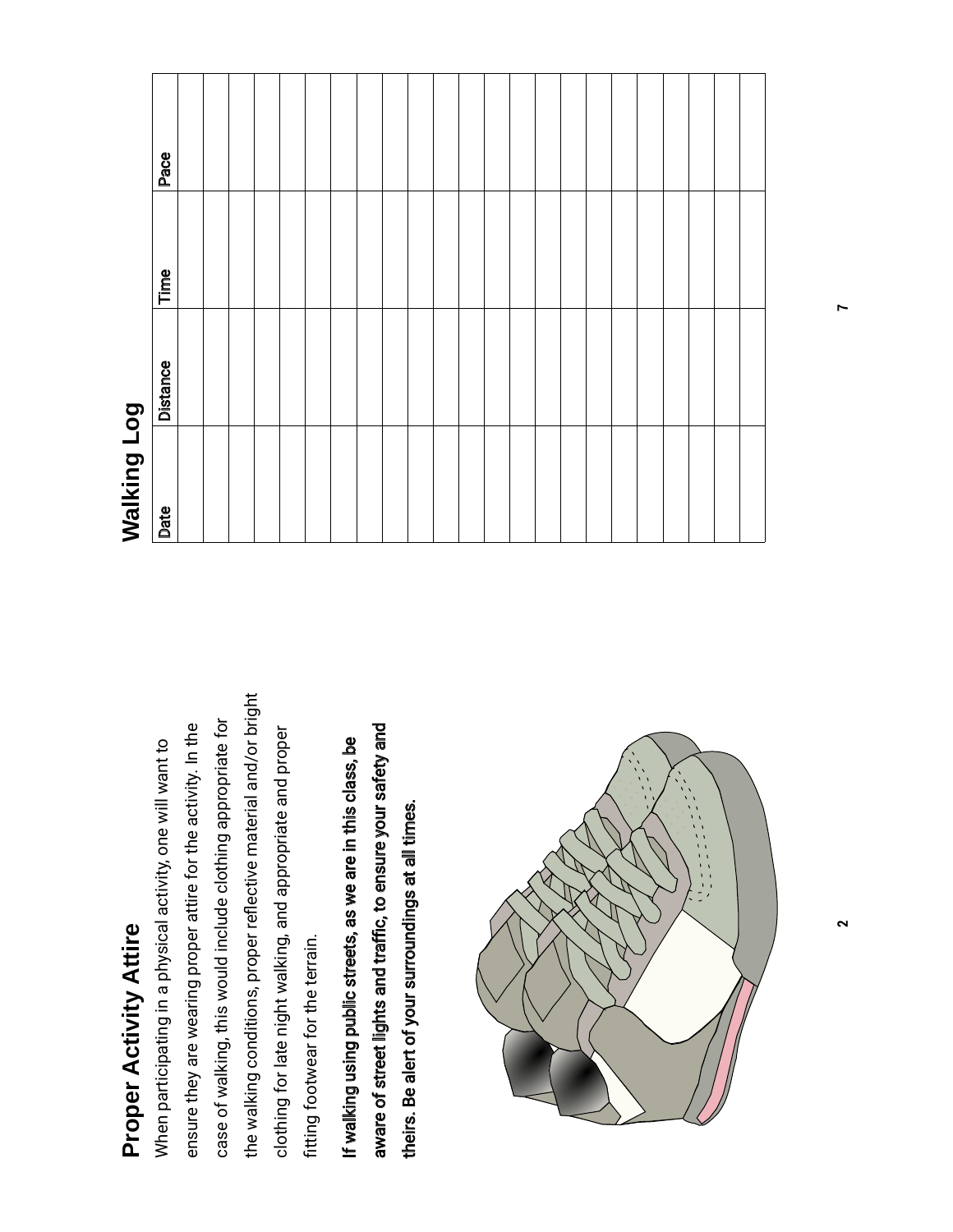## Proper Activity Attire

When participating in a physical activity, one will want to ensure they are wearing proper attire for the activity. In the case of walking, this would include clothing appropriate for the walking conditions, proper reflective material and/or bright clothing for late night walking, and appropriate and proper fitting footwear for the terrain.

**If walking using public streets, as we are in this class, be aware of street lights and traffic, to ensure your safety and theirs. Be alert of your surroundings at all times.**

## Walking Log

| Date | Distance | Time | Pace |
|---|---|---|---|
| | | | |
| | | | |
| | | | |
| | | | |
| | | | |
| | | | |
| | | | |
| | | | |
| | | | |
| | | | |
| | | | |
| | | | |
| | | | |
| | | | |
| | | | |
| | | | |
| | | | |
| | | | |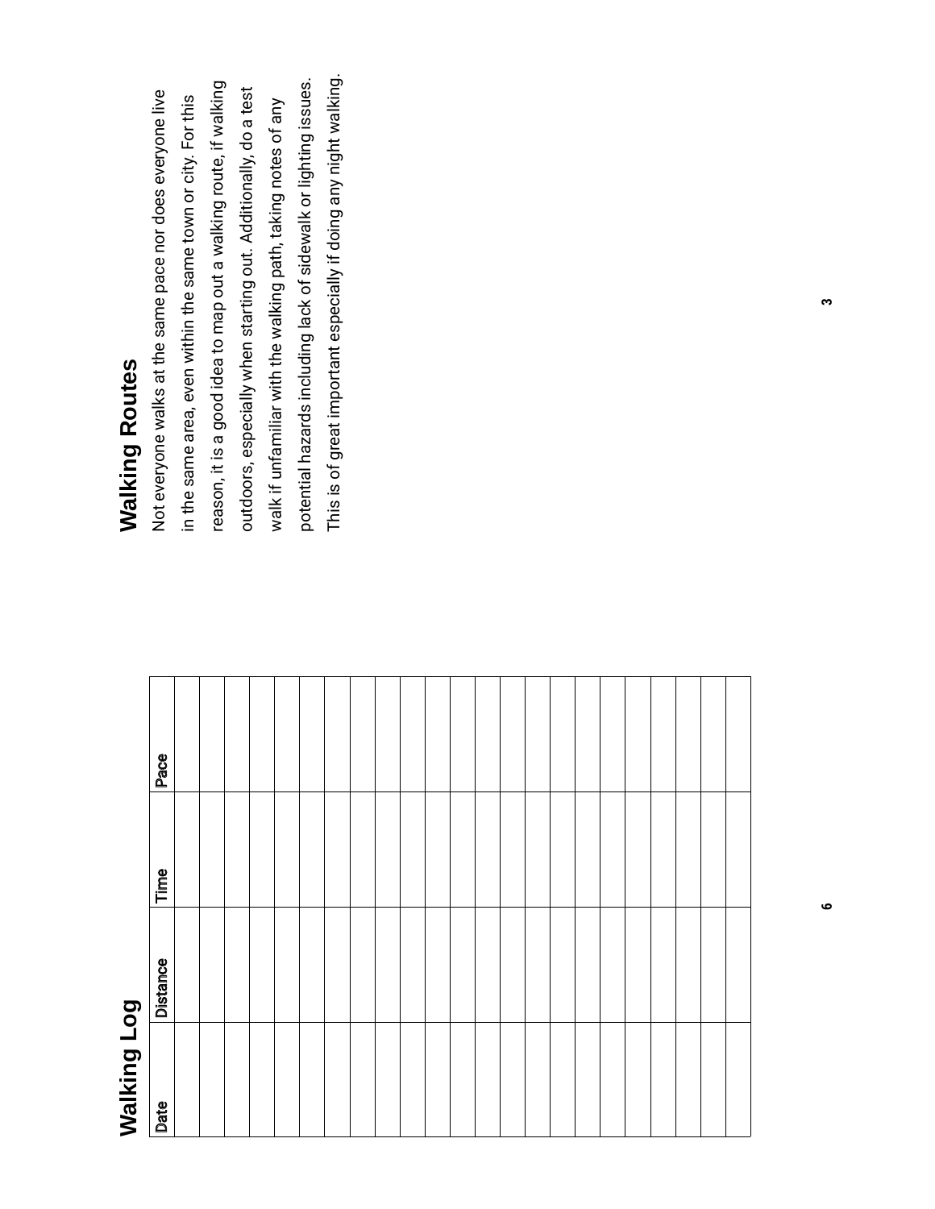## Walking Log

| Date | Distance | Time | Pace |
| --- | --- | --- | --- |
| | | | |
| | | | |
| | | | |
| | | | |
| | | | |
| | | | |
| | | | |
| | | | |
| | | | |
| | | | |
| | | | |
| | | | |
| | | | |
| | | | |
| | | | |
| | | | |
| | | | |
| | | | |
| | | | |
| | | | |
| | | | |
| | | | |
| | | | |

## Walking Routes

Not everyone walks at the same pace nor does everyone live in the same area, even within the same town or city. For this reason, it is a good idea to map out a walking route, if walking outdoors, especially when starting out. Additionally, do a test walk if unfamiliar with the walking path, taking notes of any potential hazards including lack of sidewalk or lighting issues. This is of great important especially if doing any night walking.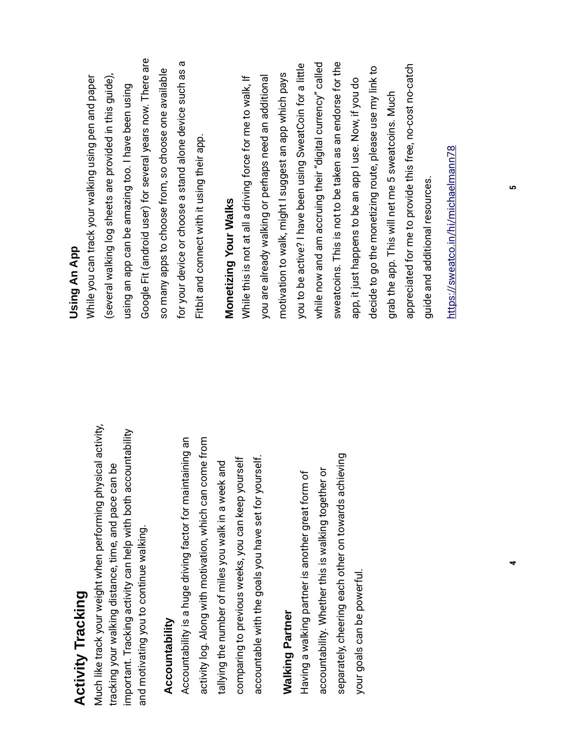# Activity Tracking

Much like track your weight when performing physical activity, tracking your walking distance, time, and pace can be important. Tracking activity can help with both accountability and motivating you to continue walking.

## Accountability

Accountability is a huge driving factor for maintaining an activity log. Along with motivation, which can come from tallying the number of miles you walk in a week and comparing to previous weeks, you can keep yourself accountable with the goals you have set for yourself.

## Walking Partner

Having a walking partner is another great form of accountability. Whether this is walking together or separately, cheering each other on towards achieving your goals can be powerful.

## Using An App

While you can track your walking using pen and paper (several walking log sheets are provided in this guide), using an app can be amazing too. I have been using Google Fit (android user) for several years now. There are so many apps to choose from, so choose one available for your device or choose a stand alone device such as a Fitbit and connect with it using their app.

## Monetizing Your Walks

While this is not at all a driving force for me to walk, If you are already walking or perhaps need an additional motivation to walk, might I suggest an app which pays you to be active? I have been using SweatCoin for a little while now and am accruing their "digital currency" called sweatcoins. This is not to be taken as an endorse for the app, it just happens to be an app I use. Now, if you do decide to go the monetizing route, please use my link to grab the app. This will net me 5 sweatcoins. Much appreciated for me to provide this free, no-cost no-catch guide and additional resources.

https://sweatco.in/hi/michaelmann78